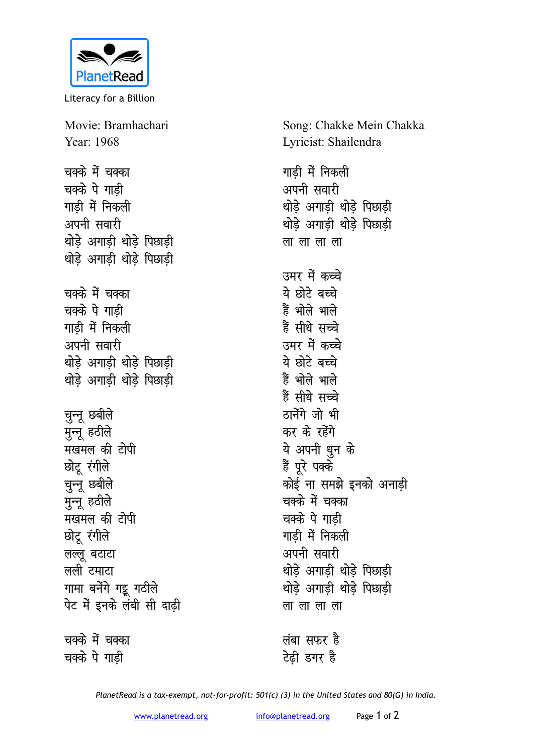PlanetRead

Literacy for a Billion

Movie: Bramhachari
Year: 1968

Song: Chakke Mein Chakka
Lyricist: Shailendra

चक्के में चक्का
चक्के पे गाड़ी
गाड़ी में निकली
अपनी सवारी
थोड़े अगाड़ी थोड़े पिछाड़ी
थोड़े अगाड़ी थोड़े पिछाड़ी

चक्के में चक्का
चक्के पे गाड़ी
गाड़ी में निकली
अपनी सवारी
थोड़े अगाड़ी थोड़े पिछाड़ी
थोड़े अगाड़ी थोड़े पिछाड़ी

चुन्नू छबीले
मुन्नू हठीले
मखमल की टोपी
छोटू रंगीले
चुन्नू छबीले
मुन्नू हठीले
मखमल की टोपी
छोटू रंगीले
लल्लू बटाटा
लली टमाटा
गामा बनेंगे गट्टू गठीले
पेट में इनके लंबी सी दाढ़ी

चक्के में चक्का
चक्के पे गाड़ी
गाड़ी में निकली
अपनी सवारी
थोड़े अगाड़ी थोड़े पिछाड़ी
थोड़े अगाड़ी थोड़े पिछाड़ी
ला ला ला ला

उमर में कच्चे
ये छोटे बच्चे
हैं भोले भाले
हैं सीधे सच्चे
उमर में कच्चे
ये छोटे बच्चे
हैं भोले भाले
हैं सीधे सच्चे
ठानेंगे जो भी
कर के रहेंगे
ये अपनी धुन के
हैं पूरे पक्के
कोई ना समझे इनको अनाड़ी
चक्के में चक्का
चक्के पे गाड़ी
गाड़ी में निकली
अपनी सवारी
थोड़े अगाड़ी थोड़े पिछाड़ी
थोड़े अगाड़ी थोड़े पिछाड़ी
ला ला ला ला

लंबा सफर है
टेढ़ी डगर है

*PlanetRead is a tax-exempt, not-for-profit: 501(c) (3) in the United States and 80(G) in India.*

www.planetread.org info@planetread.org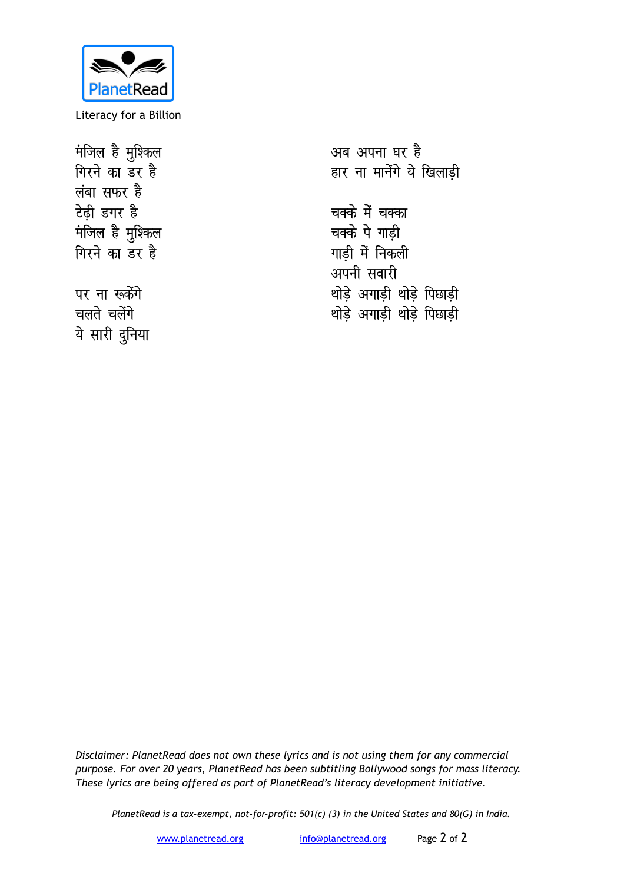मंजिल है मुश्किल
गिरने का डर है
लंबा सफर है
टेढ़ी डगर है
मंजिल है मुश्किल
गिरने का डर है

पर ना रुकेंगे
चलते चलेंगे
ये सारी दुनिया
अब अपना घर है
हार ना मानेंगे ये खिलाड़ी

चक्के में चक्का
चक्के पे गाड़ी
गाड़ी में निकली
अपनी सवारी
थोड़े अगाड़ी थोड़े पिछाड़ी
थोड़े अगाड़ी थोड़े पिछाड़ी

*Disclaimer: PlanetRead does not own these lyrics and is not using them for any commercial purpose. For over 20 years, PlanetRead has been subtitling Bollywood songs for mass literacy. These lyrics are being offered as part of PlanetRead's literacy development initiative.*

*PlanetRead is a tax-exempt, not-for-profit: 501(c) (3) in the United States and 80(G) in India.*

www.planetread.org info@planetread.org